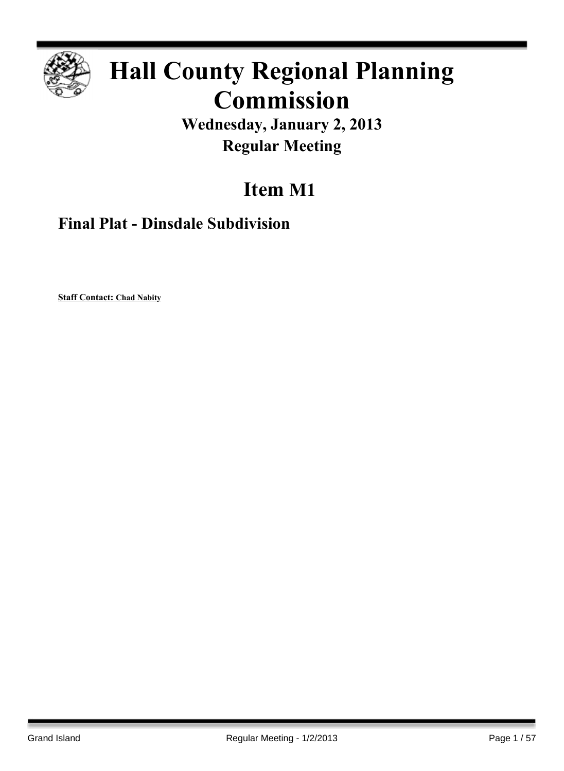# Hall County Regional Planning Commission

## Wednesday, January 2, 2013

## Regular Meeting

## Item M1

### Final Plat - Dinsdale Subdivision

**Staff Contact: Chad Nabity**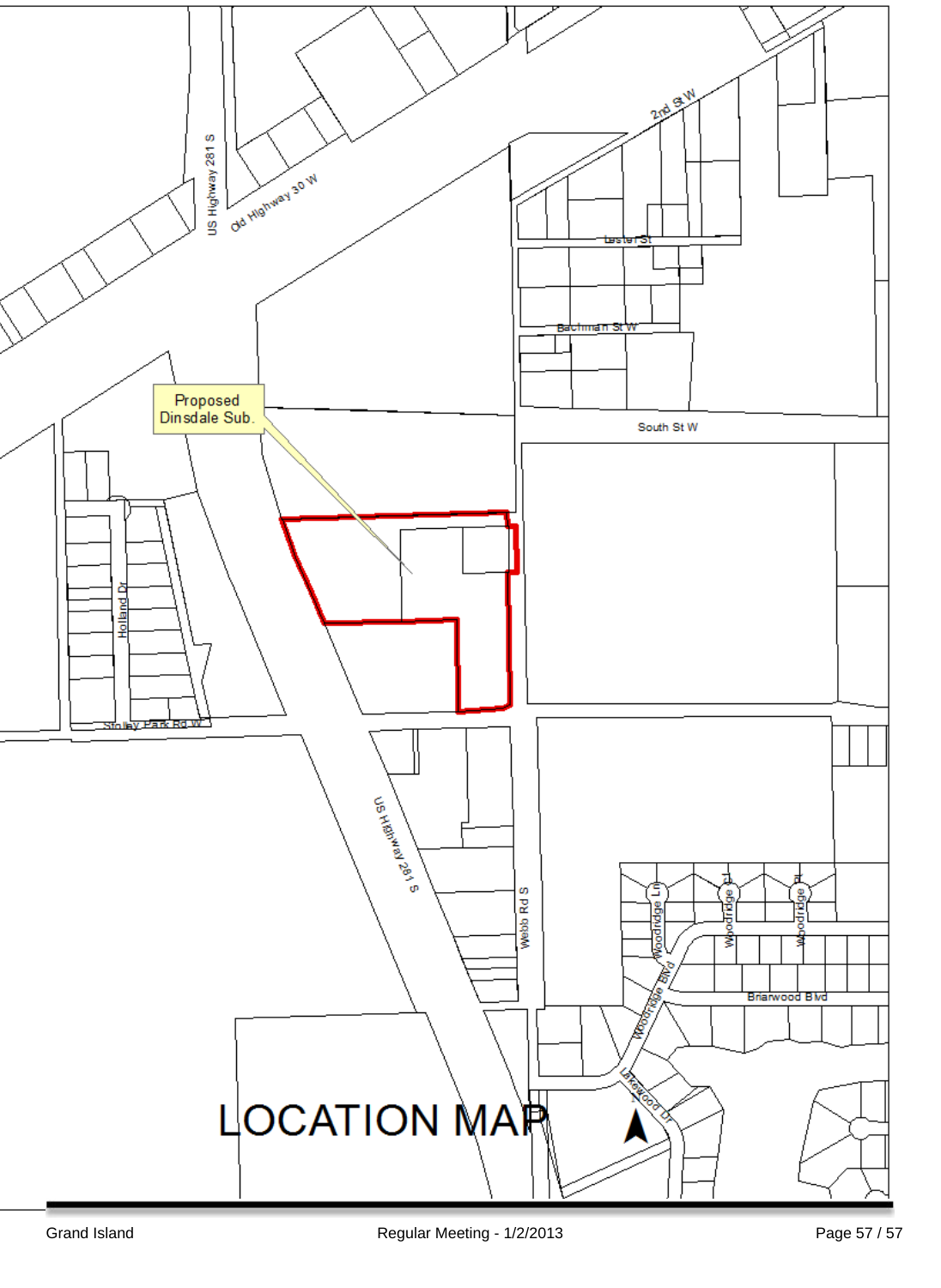US Highway 281 S

Old Highway 30 W

2nd St W

Lester St

Bachman St W

South St W

Proposed Dinsdale Sub.

Holland Dr

Stolley Park Rd W

US Highway 281 S

Webb Rd S

Woodridge Ln

Woodridge Ct

Woodridge Pl

Woodridge Blvd

Briarwood Blvd

Lakewood Dr

# LOCATION MAP